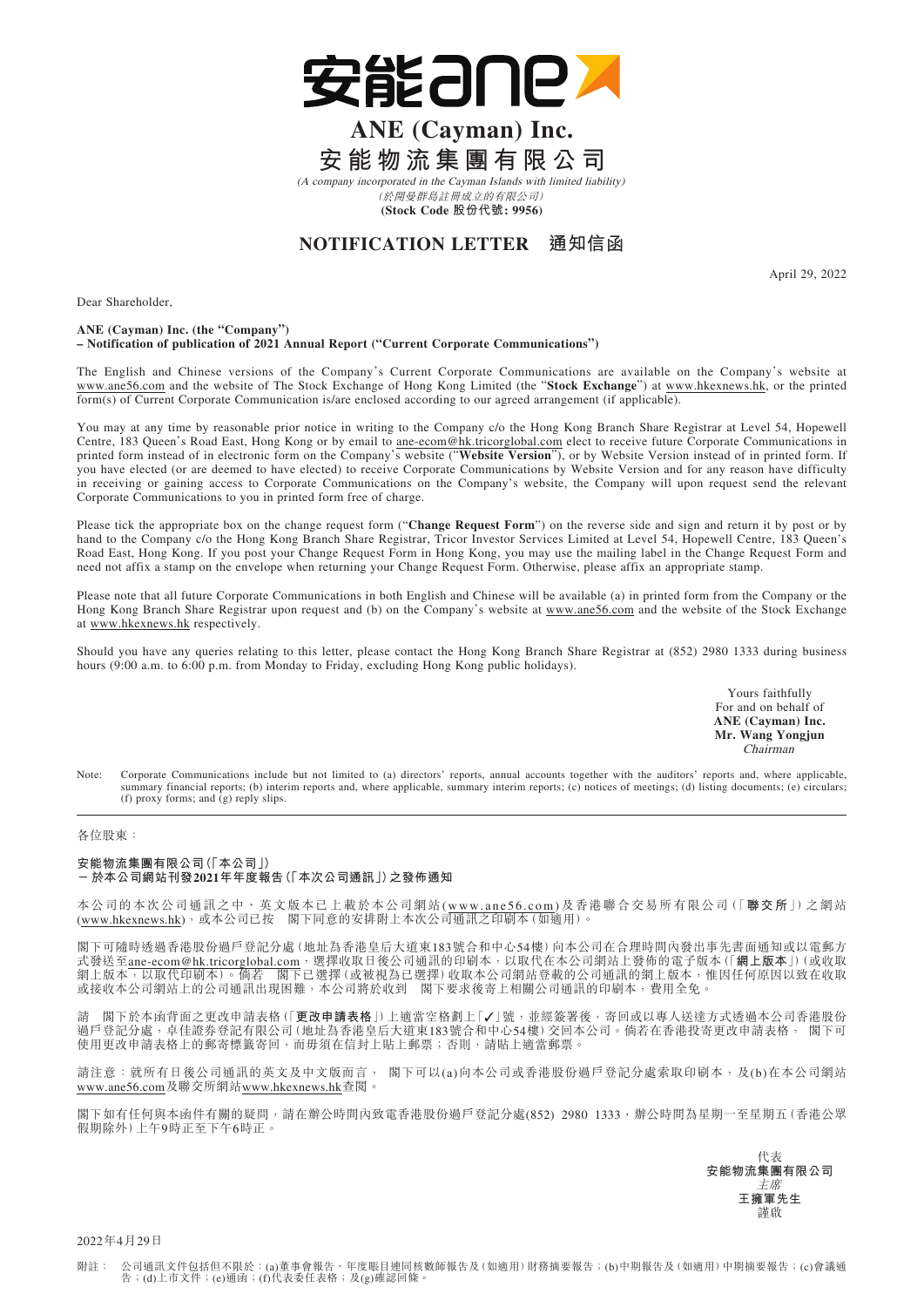# ANE (Cayman) Inc.

# 安能物流集團有限公司

*(A company incorporated in the Cayman Islands with limited liability)*

*(於開曼群島註冊成立的有限公司)*

**(Stock Code 股份代號: 9956)**

## NOTIFICATION LETTER 通知信函

April 29, 2022

Dear Shareholder,

**ANE (Cayman) Inc. (the "Company")**
**– Notification of publication of 2021 Annual Report ("Current Corporate Communications")**

The English and Chinese versions of the Company's Current Corporate Communications are available on the Company's website at www.ane56.com and the website of The Stock Exchange of Hong Kong Limited (the "**Stock Exchange**") at www.hkexnews.hk, or the printed form(s) of Current Corporate Communication is/are enclosed according to our agreed arrangement (if applicable).

You may at any time by reasonable prior notice in writing to the Company c/o the Hong Kong Branch Share Registrar at Level 54, Hopewell Centre, 183 Queen's Road East, Hong Kong or by email to ane-ecom@hk.tricorglobal.com elect to receive future Corporate Communications in printed form instead of in electronic form on the Company's website ("**Website Version**"), or by Website Version instead of in printed form. If you have elected (or are deemed to have elected) to receive Corporate Communications by Website Version and for any reason have difficulty in receiving or gaining access to Corporate Communications on the Company's website, the Company will upon request send the relevant Corporate Communications to you in printed form free of charge.

Please tick the appropriate box on the change request form ("**Change Request Form**") on the reverse side and sign and return it by post or by hand to the Company c/o the Hong Kong Branch Share Registrar, Tricor Investor Services Limited at Level 54, Hopewell Centre, 183 Queen's Road East, Hong Kong. If you post your Change Request Form in Hong Kong, you may use the mailing label in the Change Request Form and need not affix a stamp on the envelope when returning your Change Request Form. Otherwise, please affix an appropriate stamp.

Please note that all future Corporate Communications in both English and Chinese will be available (a) in printed form from the Company or the Hong Kong Branch Share Registrar upon request and (b) on the Company's website at www.ane56.com and the website of the Stock Exchange at www.hkexnews.hk respectively.

Should you have any queries relating to this letter, please contact the Hong Kong Branch Share Registrar at (852) 2980 1333 during business hours (9:00 a.m. to 6:00 p.m. from Monday to Friday, excluding Hong Kong public holidays).

Yours faithfully
For and on behalf of
**ANE (Cayman) Inc.**
**Mr. Wang Yongjun**
*Chairman*

Note: Corporate Communications include but not limited to (a) directors' reports, annual accounts together with the auditors' reports and, where applicable, summary financial reports; (b) interim reports and, where applicable, summary interim reports; (c) notices of meetings; (d) listing documents; (e) circulars; (f) proxy forms; and (g) reply slips.

---

各位股東：

**安能物流集團有限公司(「本公司」)**
**– 於本公司網站刊發2021年年度報告(「本次公司通訊」)之發佈通知**

本公司的本次公司通訊之中、英文版本已上載於本公司網站(www.ane56.com)及香港聯合交易所有限公司(「**聯交所**」)之網站(www.hkexnews.hk)，或本公司已按　閣下同意的安排附上本次公司通訊之印刷本(如適用)。

閣下可隨時透過香港股份過戶登記分處(地址為香港皇后大道東183號合和中心54樓)向本公司在合理時間內發出事先書面通知或以電郵方式發送至ane-ecom@hk.tricorglobal.com，選擇收取日後公司通訊的印刷本，以取代在本公司網站上發佈的電子版本(「**網上版本**」)(或收取網上版本，以取代印刷本)。倘若　閣下已選擇(或被視為已選擇)收取本公司網站登載的公司通訊的網上版本，惟因任何原因以致在收取或接收本公司網站上的公司通訊出現困難，本公司將於收到　閣下要求後寄上相關公司通訊的印刷本，費用全免。

請　閣下於本函背面之更改申請表格(「**更改申請表格**」)上適當空格劃上「✓」號，並經簽署後，寄回或以專人送達方式透過本公司香港股份過戶登記分處，卓佳證券登記有限公司(地址為香港皇后大道東183號合和中心54樓)交回本公司。倘若在香港投寄更改申請表格，　閣下可使用更改申請表格上的郵寄標籤寄回，而毋須在信封上貼上郵票；否則，請貼上適當郵票。

請注意：就所有日後公司通訊的英文及中文版而言，　閣下可以(a)向本公司或香港股份過戶登記分處索取印刷本，及(b)在本公司網站www.ane56.com及聯交所網站www.hkexnews.hk查閱。

閣下如有任何與本函件有關的疑問，請在辦公時間內致電香港股份過戶登記分處(852) 2980 1333，辦公時間為星期一至星期五(香港公眾假期除外)上午9時正至下午6時正。

代表
**安能物流集團有限公司**
*主席*
**王擁軍先生**
謹啟

2022年4月29日

附註：公司通訊文件包括但不限於：(a)董事會報告、年度賬目連同核數師報告及(如適用)財務摘要報告；(b)中期報告及(如適用)中期摘要報告；(c)會議通告；(d)上市文件；(e)通函；(f)代表委任表格；及(g)確認回條。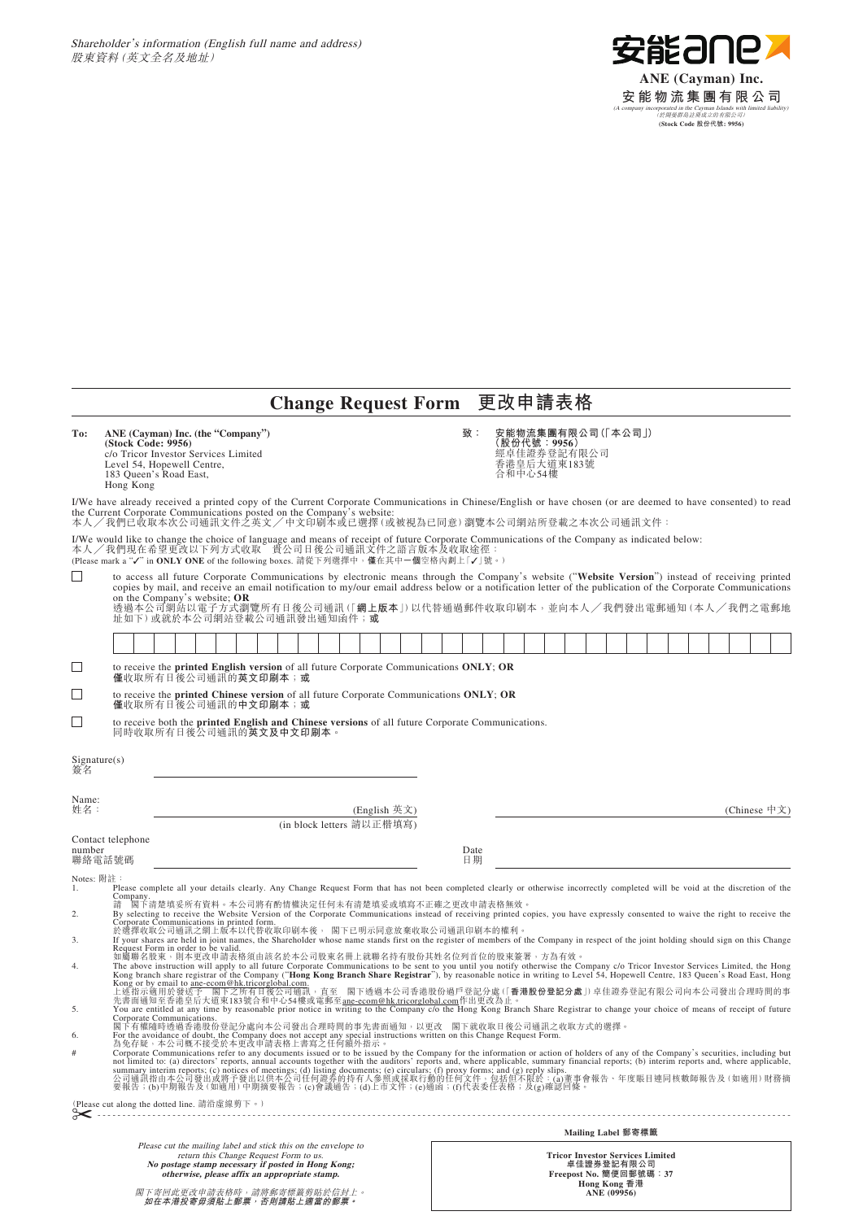*Shareholder's information (English full name and address)*
*股東資料（英文全名及地址）*

**安能ane**

**ANE (Cayman) Inc.**
**安能物流集團有限公司**
*(A company incorporated in the Cayman Islands with limited liability)*
*（於開曼群島註冊成立的有限公司）*
**(Stock Code 股份代號: 9956)**

# Change Request Form 更改申請表格

**To: ANE (Cayman) Inc. (the "Company")**
**(Stock Code: 9956)**
c/o Tricor Investor Services Limited
Level 54, Hopewell Centre,
183 Queen's Road East,
Hong Kong

**致：安能物流集團有限公司（「本公司」）**
**（股份代號：9956）**
經卓佳證券登記有限公司
香港皇后大道東183號
合和中心54樓

I/We have already received a printed copy of the Current Corporate Communications in Chinese/English or have chosen (or are deemed to have consented) to read the Current Corporate Communications posted on the Company's website:
本人／我們已收取本次公司通訊文件之英文／中文印刷本或已選擇（或被視為已同意）瀏覽本公司網站所登載之本次公司通訊文件：

I/We would like to change the choice of language and means of receipt of future Corporate Communications of the Company as indicated below:
本人／我們現在希望更改以下列方式收取 貴公司日後公司通訊文件之語言版本及收取途徑：
(Please mark a "✓" in **ONLY ONE** of the following boxes. 請從下列選擇中，**僅**在其中**一個**空格內劃上「✓」號。)

☐ to access all future Corporate Communications by electronic means through the Company's website ("**Website Version**") instead of receiving printed copies by mail, and receive an email notification to my/our email address below or a notification letter of the publication of the Corporate Communications on the Company's website; **OR**
透過本公司網站以電子方式瀏覽所有日後公司通訊（「**網上版本**」）以代替通過郵件收取印刷本，並向本人／我們發出電郵通知（本人／我們之電郵地址如下）或就於本公司網站登載公司通訊發出通知函件；**或**

| | | | | | | | | | | | | | | | | | | | | | | | | | | | | | | | | | |
|---|---|---|---|---|---|---|---|---|---|---|---|---|---|---|---|---|---|---|---|---|---|---|---|---|---|---|---|---|---|---|---|---|---|

☐ to receive the **printed English version** of all future Corporate Communications **ONLY**; **OR**
**僅**收取所有日後公司通訊的**英文印刷本**；**或**

☐ to receive the **printed Chinese version** of all future Corporate Communications **ONLY**; **OR**
**僅**收取所有日後公司通訊的**中文印刷本**；**或**

☐ to receive both the **printed English and Chinese versions** of all future Corporate Communications.
同時收取所有日後公司通訊的**英文及中文印刷本**。

Signature(s)
簽名 ______________________

Name:
姓名： ______________________ (English 英文) ______________________ (Chinese 中文)
(in block letters 請以正楷填寫)

Contact telephone number
聯絡電話號碼 ______________________ Date 日期 ______________________

Notes: 附註：

1. Please complete all your details clearly. Any Change Request Form that has not been completed clearly or otherwise incorrectly completed will be void at the discretion of the Company.
請 閣下清楚填妥所有資料。本公司將有酌情權決定任何未有清楚填妥或填寫不正確之更改申請表格無效。
2. By selecting to receive the Website Version of the Corporate Communications instead of receiving printed copies, you have expressly consented to waive the right to receive the Corporate Communications in printed form.
於選擇收取公司通訊之網上版本以代替收取印刷本後， 閣下已明示同意放棄收取公司通訊印刷本的權利。
3. If your shares are held in joint names, the Shareholder whose name stands first on the register of members of the Company in respect of the joint holding should sign on this Change Request Form in order to be valid.
如屬聯名股東，則本更改申請表格須由該名於本公司股東名冊上就聯名持有股份其姓名位列首位的股東簽署，方為有效。
4. The above instruction will apply to all future Corporate Communications to be sent to you until you notify otherwise the Company c/o Tricor Investor Services Limited, the Hong Kong branch share registrar of the Company ("**Hong Kong Branch Share Registrar**"), by reasonable notice in writing to Level 54, Hopewell Centre, 183 Queen's Road East, Hong Kong or by email to ane-ecom@hk.tricorglobal.com.
上述指示適用於發送予 閣下之所有日後公司通訊，直至 閣下透過本公司香港股份過戶登記分處（「**香港股份登記分處**」）卓佳證券登記有限公司向本公司發出合理時間的事先書面通知至香港皇后大道東183號合和中心54樓或電郵至ane-ecom@hk.tricorglobal.com作出更改為止。
5. You are entitled at any time by reasonable prior notice in writing to the Company c/o the Hong Kong Branch Share Registrar to change your choice of means of receipt of future Corporate Communications.
閣下有權隨時透過香港股份登記分處向本公司發出合理時間的事先書面通知，以更改 閣下就收取日後公司通訊之收取方式的選擇。
6. For the avoidance of doubt, the Company does not accept any special instructions written on this Change Request Form.
為免存疑，本公司概不接受於本更改申請表格上書寫之任何額外指示。

\# Corporate Communications refer to any documents issued or to be issued by the Company for the information or action of holders of any of the Company's securities, including but not limited to: (a) directors' reports, annual accounts together with the auditors' reports and, where applicable, summary financial reports; (b) interim reports and, where applicable, summary interim reports; (c) notices of meetings; (d) listing documents; (e) circulars; (f) proxy forms; and (g) reply slips.
公司通訊指由本公司發出或將予發出以供本公司任何證券的持有人參照或採取行動的任何文件，包括但不限於：(a)董事會報告、年度賬目連同核數師報告及（如適用）財務摘要報告；(b)中期報告及（如適用）中期摘要報告；(c)會議通告；(d)上市文件；(e)通函；(f)代表委任表格；及(g)確認回條。

(Please cut along the dotted line. 請沿虛線剪下。)

✂ - - - - - - - - - - - - - - - - - - - - - - - - - - - - - - - - - - - - - - - -

*Please cut the mailing label and stick this on the envelope to return this Change Request Form to us.*
***No postage stamp necessary if posted in Hong Kong; otherwise, please affix an appropriate stamp.***

*閣下寄回此更改申請表格時，請將郵寄標籤剪貼於信封上。*
***如在本港投寄毋須貼上郵票，否則請貼上適當的郵票。***

**Mailing Label 郵寄標籤**

**Tricor Investor Services Limited**
**卓佳證券登記有限公司**
**Freepost No. 簡便回郵號碼：37**
**Hong Kong 香港**
**ANE (09956)**